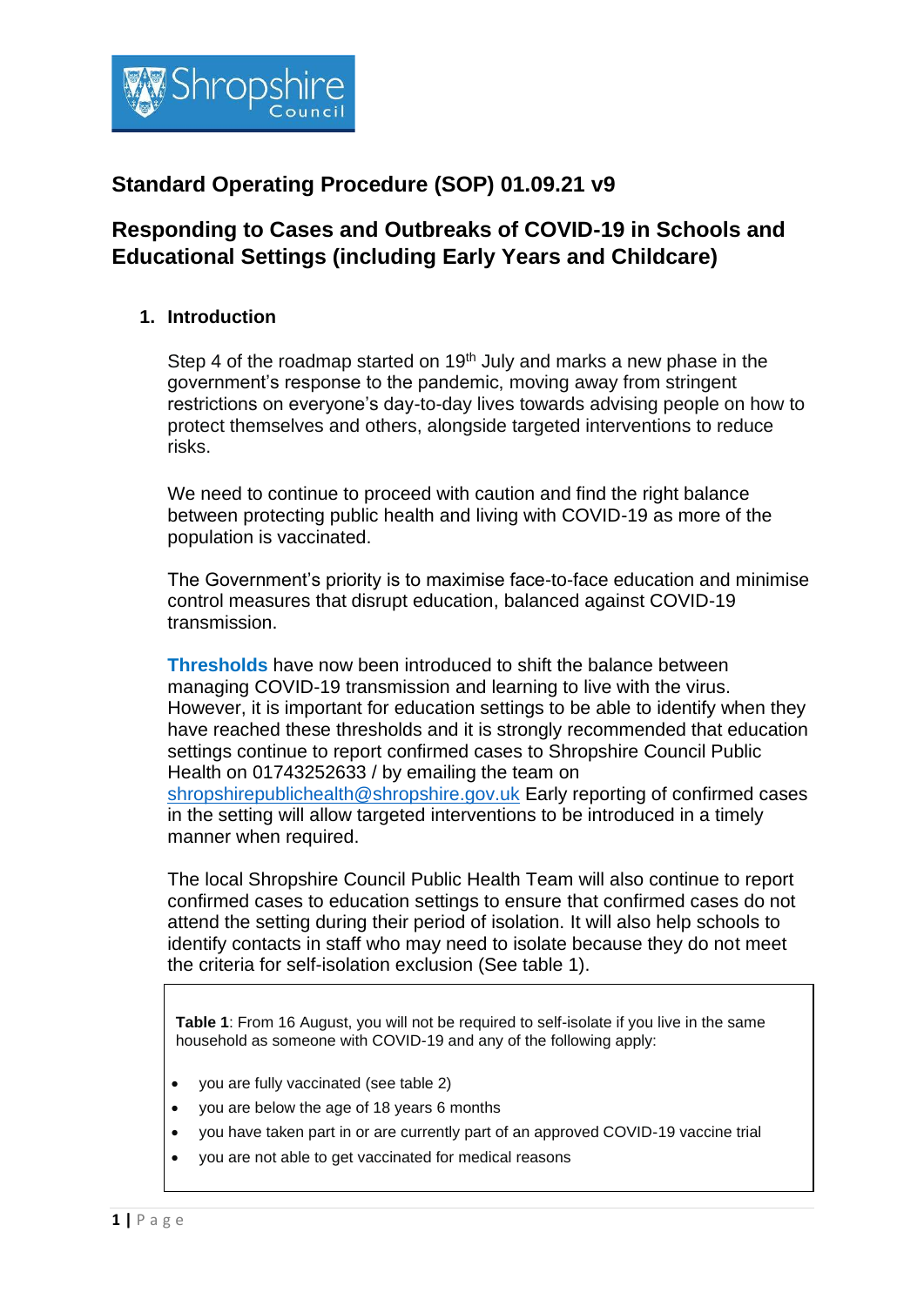Shropshire Council

# Standard Operating Procedure (SOP) 01.09.21 v9

## Responding to Cases and Outbreaks of COVID-19 in Schools and Educational Settings (including Early Years and Childcare)

### 1. Introduction

Step 4 of the roadmap started on 19th July and marks a new phase in the government's response to the pandemic, moving away from stringent restrictions on everyone's day-to-day lives towards advising people on how to protect themselves and others, alongside targeted interventions to reduce risks.

We need to continue to proceed with caution and find the right balance between protecting public health and living with COVID-19 as more of the population is vaccinated.

The Government's priority is to maximise face-to-face education and minimise control measures that disrupt education, balanced against COVID-19 transmission.

**Thresholds** have now been introduced to shift the balance between managing COVID-19 transmission and learning to live with the virus. However, it is important for education settings to be able to identify when they have reached these thresholds and it is strongly recommended that education settings continue to report confirmed cases to Shropshire Council Public Health on 01743252633 / by emailing the team on shropshirepublichealth@shropshire.gov.uk Early reporting of confirmed cases in the setting will allow targeted interventions to be introduced in a timely manner when required.

The local Shropshire Council Public Health Team will also continue to report confirmed cases to education settings to ensure that confirmed cases do not attend the setting during their period of isolation. It will also help schools to identify contacts in staff who may need to isolate because they do not meet the criteria for self-isolation exclusion (See table 1).

**Table 1**: From 16 August, you will not be required to self-isolate if you live in the same household as someone with COVID-19 and any of the following apply:

- you are fully vaccinated (see table 2)
- you are below the age of 18 years 6 months
- you have taken part in or are currently part of an approved COVID-19 vaccine trial
- you are not able to get vaccinated for medical reasons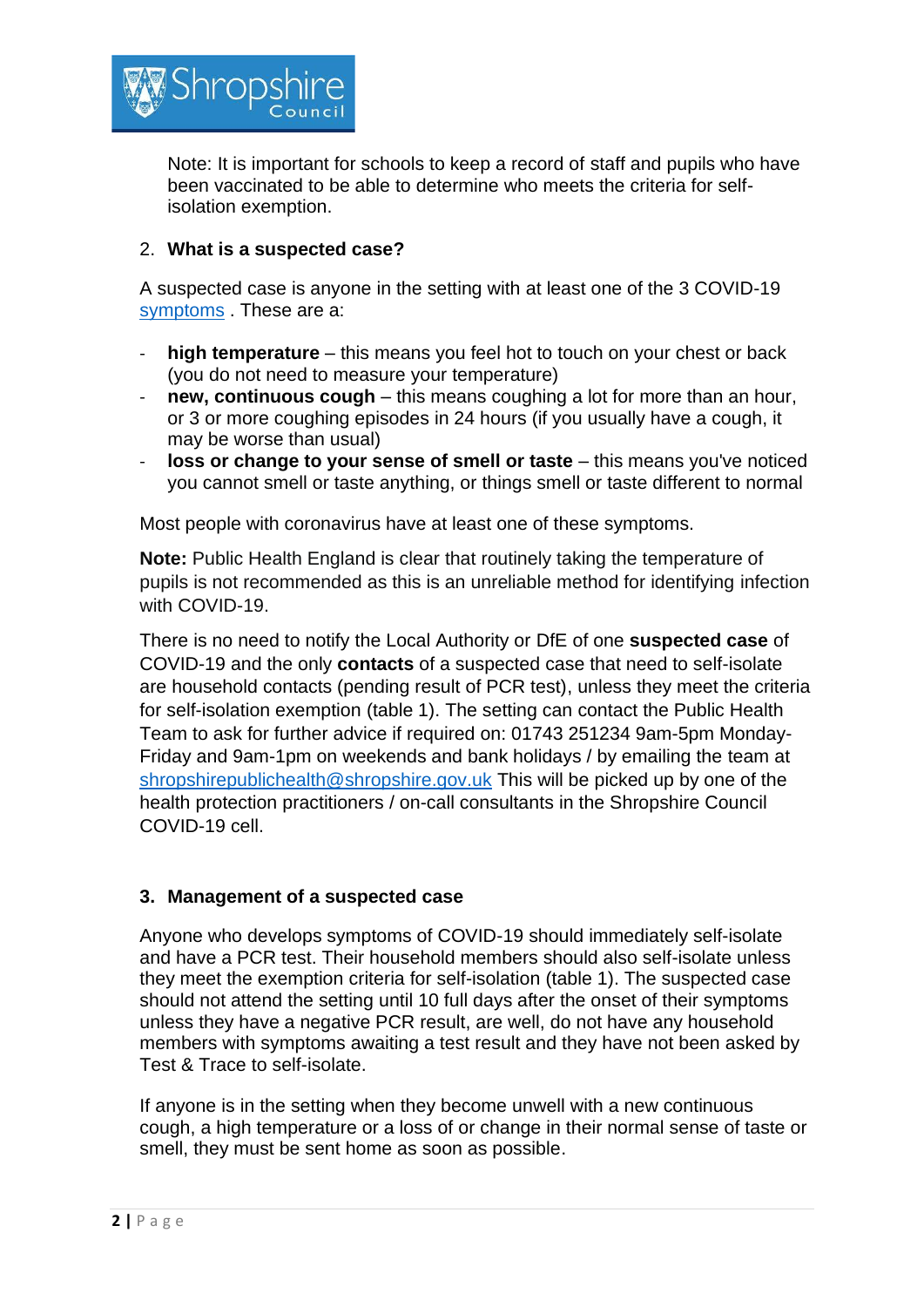Note: It is important for schools to keep a record of staff and pupils who have been vaccinated to be able to determine who meets the criteria for self-isolation exemption.

## 2. What is a suspected case?

A suspected case is anyone in the setting with at least one of the 3 COVID-19 symptoms . These are a:

- **high temperature** – this means you feel hot to touch on your chest or back (you do not need to measure your temperature)
- **new, continuous cough** – this means coughing a lot for more than an hour, or 3 or more coughing episodes in 24 hours (if you usually have a cough, it may be worse than usual)
- **loss or change to your sense of smell or taste** – this means you've noticed you cannot smell or taste anything, or things smell or taste different to normal

Most people with coronavirus have at least one of these symptoms.

**Note:** Public Health England is clear that routinely taking the temperature of pupils is not recommended as this is an unreliable method for identifying infection with COVID-19.

There is no need to notify the Local Authority or DfE of one **suspected case** of COVID-19 and the only **contacts** of a suspected case that need to self-isolate are household contacts (pending result of PCR test), unless they meet the criteria for self-isolation exemption (table 1). The setting can contact the Public Health Team to ask for further advice if required on: 01743 251234 9am-5pm Monday-Friday and 9am-1pm on weekends and bank holidays / by emailing the team at shropshirepublichealth@shropshire.gov.uk This will be picked up by one of the health protection practitioners / on-call consultants in the Shropshire Council COVID-19 cell.

## 3. Management of a suspected case

Anyone who develops symptoms of COVID-19 should immediately self-isolate and have a PCR test. Their household members should also self-isolate unless they meet the exemption criteria for self-isolation (table 1). The suspected case should not attend the setting until 10 full days after the onset of their symptoms unless they have a negative PCR result, are well, do not have any household members with symptoms awaiting a test result and they have not been asked by Test & Trace to self-isolate.

If anyone is in the setting when they become unwell with a new continuous cough, a high temperature or a loss of or change in their normal sense of taste or smell, they must be sent home as soon as possible.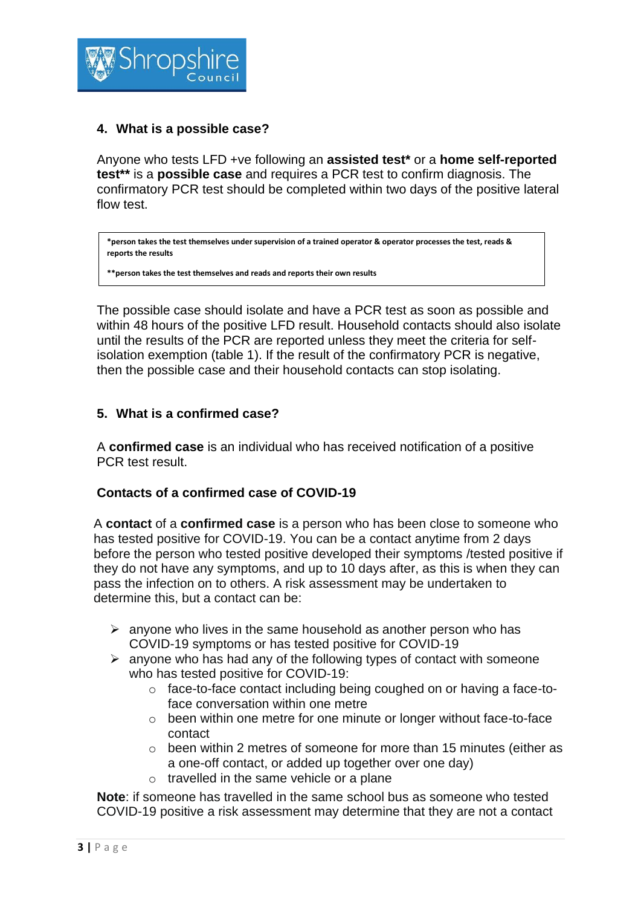## 4. What is a possible case?

Anyone who tests LFD +ve following an **assisted test*** or a **home self-reported test**** is a **possible case** and requires a PCR test to confirm diagnosis. The confirmatory PCR test should be completed within two days of the positive lateral flow test.

> ***person takes the test themselves under supervision of a trained operator & operator processes the test, reads & reports the results**
>
> ****person takes the test themselves and reads and reports their own results**

The possible case should isolate and have a PCR test as soon as possible and within 48 hours of the positive LFD result. Household contacts should also isolate until the results of the PCR are reported unless they meet the criteria for self-isolation exemption (table 1). If the result of the confirmatory PCR is negative, then the possible case and their household contacts can stop isolating.

## 5. What is a confirmed case?

A **confirmed case** is an individual who has received notification of a positive PCR test result.

### Contacts of a confirmed case of COVID-19

A **contact** of a **confirmed case** is a person who has been close to someone who has tested positive for COVID-19. You can be a contact anytime from 2 days before the person who tested positive developed their symptoms /tested positive if they do not have any symptoms, and up to 10 days after, as this is when they can pass the infection on to others. A risk assessment may be undertaken to determine this, but a contact can be:

- anyone who lives in the same household as another person who has COVID-19 symptoms or has tested positive for COVID-19
- anyone who has had any of the following types of contact with someone who has tested positive for COVID-19:
  - face-to-face contact including being coughed on or having a face-to-face conversation within one metre
  - been within one metre for one minute or longer without face-to-face contact
  - been within 2 metres of someone for more than 15 minutes (either as a one-off contact, or added up together over one day)
  - travelled in the same vehicle or a plane

**Note**: if someone has travelled in the same school bus as someone who tested COVID-19 positive a risk assessment may determine that they are not a contact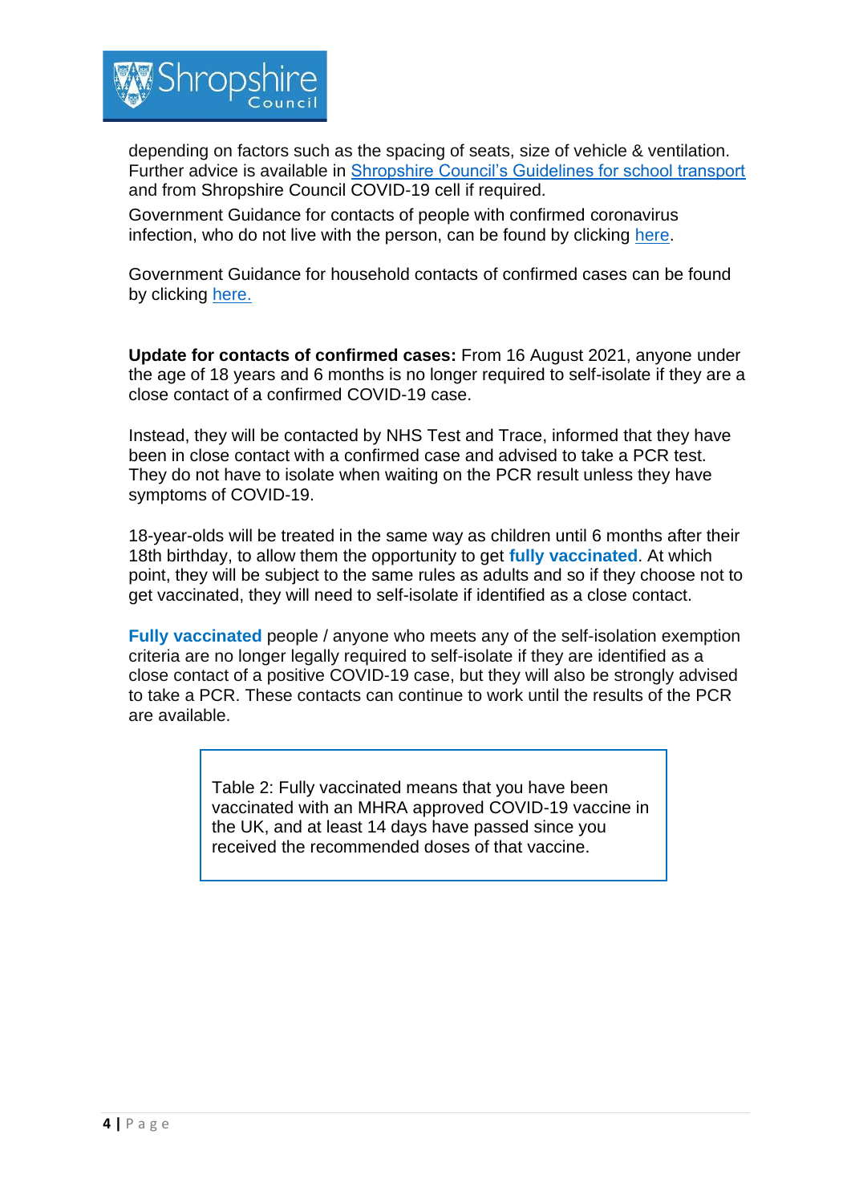depending on factors such as the spacing of seats, size of vehicle & ventilation. Further advice is available in [Shropshire Council's Guidelines for school transport](#) and from Shropshire Council COVID-19 cell if required.

Government Guidance for contacts of people with confirmed coronavirus infection, who do not live with the person, can be found by clicking [here](#).

Government Guidance for household contacts of confirmed cases can be found by clicking [here.](#)

**Update for contacts of confirmed cases:** From 16 August 2021, anyone under the age of 18 years and 6 months is no longer required to self-isolate if they are a close contact of a confirmed COVID-19 case.

Instead, they will be contacted by NHS Test and Trace, informed that they have been in close contact with a confirmed case and advised to take a PCR test. They do not have to isolate when waiting on the PCR result unless they have symptoms of COVID-19.

18-year-olds will be treated in the same way as children until 6 months after their 18th birthday, to allow them the opportunity to get **fully vaccinated**. At which point, they will be subject to the same rules as adults and so if they choose not to get vaccinated, they will need to self-isolate if identified as a close contact.

**Fully vaccinated** people / anyone who meets any of the self-isolation exemption criteria are no longer legally required to self-isolate if they are identified as a close contact of a positive COVID-19 case, but they will also be strongly advised to take a PCR. These contacts can continue to work until the results of the PCR are available.

| Table 2: Fully vaccinated means that you have been vaccinated with an MHRA approved COVID-19 vaccine in the UK, and at least 14 days have passed since you received the recommended doses of that vaccine. |
|---|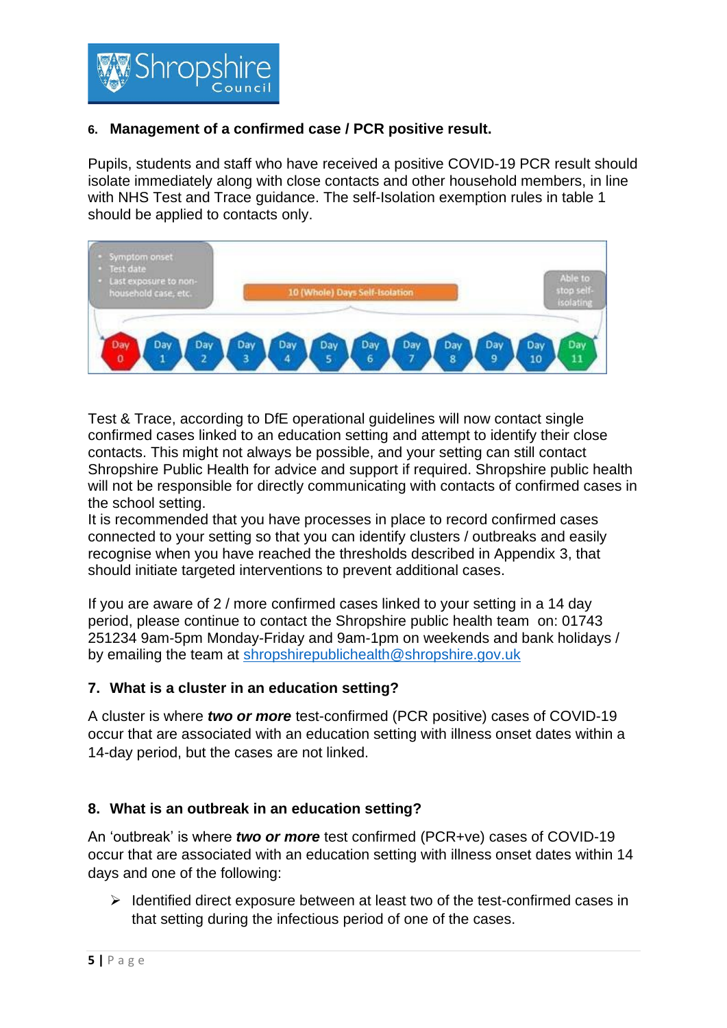## 6. Management of a confirmed case / PCR positive result.

Pupils, students and staff who have received a positive COVID-19 PCR result should isolate immediately along with close contacts and other household members, in line with NHS Test and Trace guidance. The self-Isolation exemption rules in table 1 should be applied to contacts only.

- Symptom onset
- Test date
- Last exposure to non-household case, etc.

10 (Whole) Days Self-Isolation

Able to stop self-isolating

Day 0 | Day 1 | Day 2 | Day 3 | Day 4 | Day 5 | Day 6 | Day 7 | Day 8 | Day 9 | Day 10 | Day 11

Test & Trace, according to DfE operational guidelines will now contact single confirmed cases linked to an education setting and attempt to identify their close contacts. This might not always be possible, and your setting can still contact Shropshire Public Health for advice and support if required. Shropshire public health will not be responsible for directly communicating with contacts of confirmed cases in the school setting.
It is recommended that you have processes in place to record confirmed cases connected to your setting so that you can identify clusters / outbreaks and easily recognise when you have reached the thresholds described in Appendix 3, that should initiate targeted interventions to prevent additional cases.

If you are aware of 2 / more confirmed cases linked to your setting in a 14 day period, please continue to contact the Shropshire public health team on: 01743 251234 9am-5pm Monday-Friday and 9am-1pm on weekends and bank holidays / by emailing the team at shropshirepublichealth@shropshire.gov.uk

## 7. What is a cluster in an education setting?

A cluster is where ***two or more*** test-confirmed (PCR positive) cases of COVID-19 occur that are associated with an education setting with illness onset dates within a 14-day period, but the cases are not linked.

## 8. What is an outbreak in an education setting?

An 'outbreak' is where ***two or more*** test confirmed (PCR+ve) cases of COVID-19 occur that are associated with an education setting with illness onset dates within 14 days and one of the following:

- Identified direct exposure between at least two of the test-confirmed cases in that setting during the infectious period of one of the cases.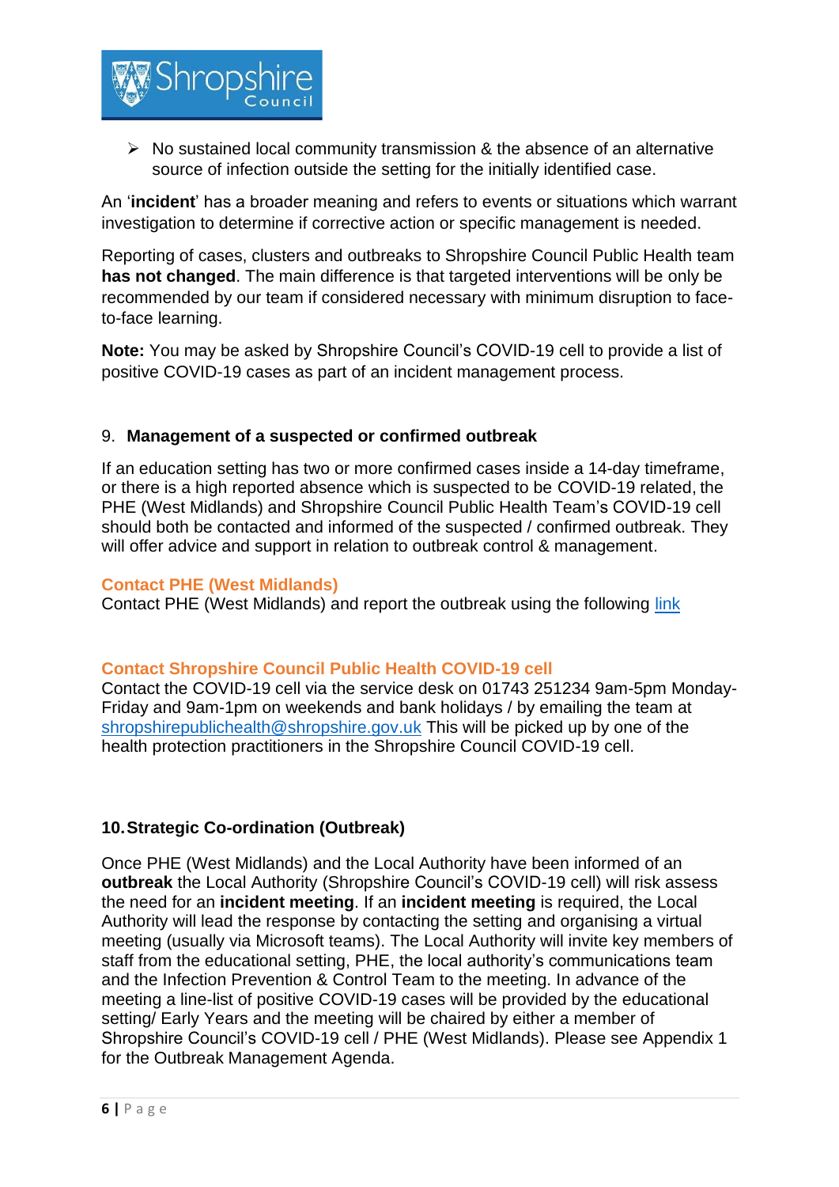- No sustained local community transmission & the absence of an alternative source of infection outside the setting for the initially identified case.

An '**incident**' has a broader meaning and refers to events or situations which warrant investigation to determine if corrective action or specific management is needed.

Reporting of cases, clusters and outbreaks to Shropshire Council Public Health team **has not changed**. The main difference is that targeted interventions will be only be recommended by our team if considered necessary with minimum disruption to face-to-face learning.

**Note:** You may be asked by Shropshire Council's COVID-19 cell to provide a list of positive COVID-19 cases as part of an incident management process.

## 9. Management of a suspected or confirmed outbreak

If an education setting has two or more confirmed cases inside a 14-day timeframe, or there is a high reported absence which is suspected to be COVID-19 related, the PHE (West Midlands) and Shropshire Council Public Health Team's COVID-19 cell should both be contacted and informed of the suspected / confirmed outbreak. They will offer advice and support in relation to outbreak control & management.

### Contact PHE (West Midlands)

Contact PHE (West Midlands) and report the outbreak using the following link

### Contact Shropshire Council Public Health COVID-19 cell

Contact the COVID-19 cell via the service desk on 01743 251234 9am-5pm Monday-Friday and 9am-1pm on weekends and bank holidays / by emailing the team at shropshirepublichealth@shropshire.gov.uk This will be picked up by one of the health protection practitioners in the Shropshire Council COVID-19 cell.

## 10. Strategic Co-ordination (Outbreak)

Once PHE (West Midlands) and the Local Authority have been informed of an **outbreak** the Local Authority (Shropshire Council's COVID-19 cell) will risk assess the need for an **incident meeting**. If an **incident meeting** is required, the Local Authority will lead the response by contacting the setting and organising a virtual meeting (usually via Microsoft teams). The Local Authority will invite key members of staff from the educational setting, PHE, the local authority's communications team and the Infection Prevention & Control Team to the meeting. In advance of the meeting a line-list of positive COVID-19 cases will be provided by the educational setting/ Early Years and the meeting will be chaired by either a member of Shropshire Council's COVID-19 cell / PHE (West Midlands). Please see Appendix 1 for the Outbreak Management Agenda.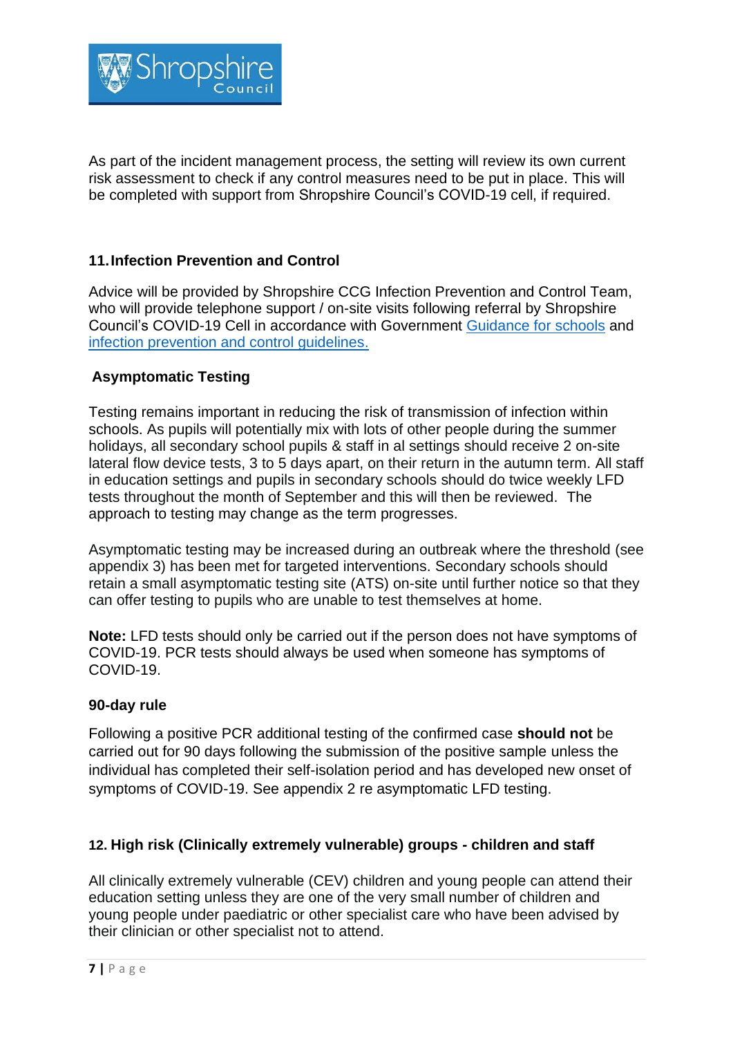As part of the incident management process, the setting will review its own current risk assessment to check if any control measures need to be put in place. This will be completed with support from Shropshire Council's COVID-19 cell, if required.

## 11. Infection Prevention and Control

Advice will be provided by Shropshire CCG Infection Prevention and Control Team, who will provide telephone support / on-site visits following referral by Shropshire Council's COVID-19 Cell in accordance with Government Guidance for schools and infection prevention and control guidelines.

### Asymptomatic Testing

Testing remains important in reducing the risk of transmission of infection within schools. As pupils will potentially mix with lots of other people during the summer holidays, all secondary school pupils & staff in al settings should receive 2 on-site lateral flow device tests, 3 to 5 days apart, on their return in the autumn term. All staff in education settings and pupils in secondary schools should do twice weekly LFD tests throughout the month of September and this will then be reviewed. The approach to testing may change as the term progresses.

Asymptomatic testing may be increased during an outbreak where the threshold (see appendix 3) has been met for targeted interventions. Secondary schools should retain a small asymptomatic testing site (ATS) on-site until further notice so that they can offer testing to pupils who are unable to test themselves at home.

**Note:** LFD tests should only be carried out if the person does not have symptoms of COVID-19. PCR tests should always be used when someone has symptoms of COVID-19.

### 90-day rule

Following a positive PCR additional testing of the confirmed case **should not** be carried out for 90 days following the submission of the positive sample unless the individual has completed their self-isolation period and has developed new onset of symptoms of COVID-19. See appendix 2 re asymptomatic LFD testing.

## 12. High risk (Clinically extremely vulnerable) groups - children and staff

All clinically extremely vulnerable (CEV) children and young people can attend their education setting unless they are one of the very small number of children and young people under paediatric or other specialist care who have been advised by their clinician or other specialist not to attend.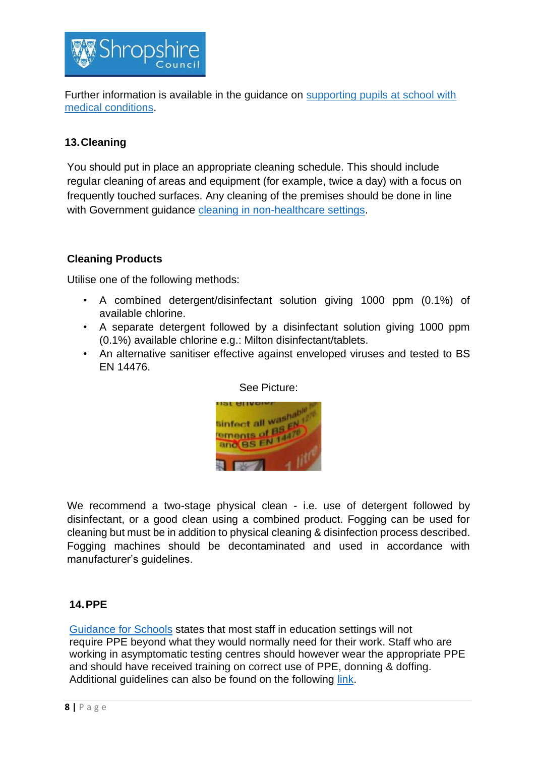Further information is available in the guidance on [supporting pupils at school with medical conditions]().

## 13. Cleaning

You should put in place an appropriate cleaning schedule. This should include regular cleaning of areas and equipment (for example, twice a day) with a focus on frequently touched surfaces. Any cleaning of the premises should be done in line with Government guidance [cleaning in non-healthcare settings]().

### Cleaning Products

Utilise one of the following methods:

- A combined detergent/disinfectant solution giving 1000 ppm (0.1%) of available chlorine.
- A separate detergent followed by a disinfectant solution giving 1000 ppm (0.1%) available chlorine e.g.: Milton disinfectant/tablets.
- An alternative sanitiser effective against enveloped viruses and tested to BS EN 14476.

See Picture:

We recommend a two-stage physical clean - i.e. use of detergent followed by disinfectant, or a good clean using a combined product. Fogging can be used for cleaning but must be in addition to physical cleaning & disinfection process described. Fogging machines should be decontaminated and used in accordance with manufacturer's guidelines.

## 14. PPE

[Guidance for Schools]() states that most staff in education settings will not require PPE beyond what they would normally need for their work. Staff who are working in asymptomatic testing centres should however wear the appropriate PPE and should have received training on correct use of PPE, donning & doffing. Additional guidelines can also be found on the following [link]().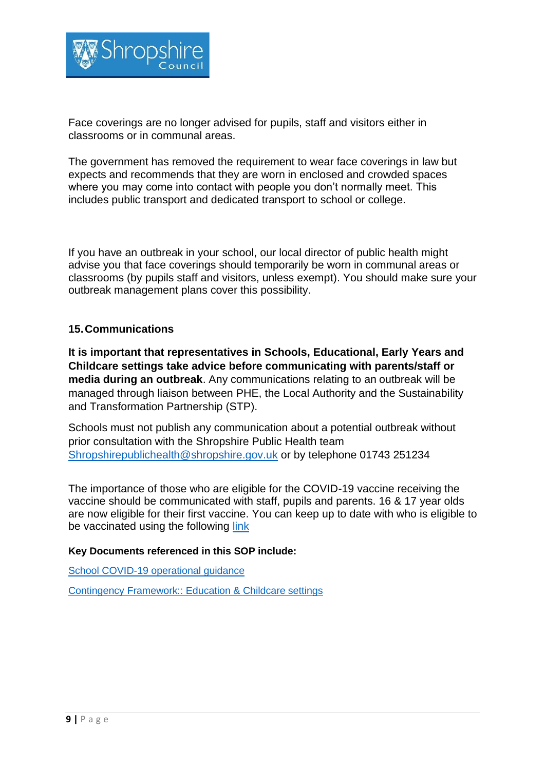Face coverings are no longer advised for pupils, staff and visitors either in classrooms or in communal areas.

The government has removed the requirement to wear face coverings in law but expects and recommends that they are worn in enclosed and crowded spaces where you may come into contact with people you don't normally meet. This includes public transport and dedicated transport to school or college.

If you have an outbreak in your school, our local director of public health might advise you that face coverings should temporarily be worn in communal areas or classrooms (by pupils staff and visitors, unless exempt). You should make sure your outbreak management plans cover this possibility.

## 15. Communications

**It is important that representatives in Schools, Educational, Early Years and Childcare settings take advice before communicating with parents/staff or media during an outbreak**. Any communications relating to an outbreak will be managed through liaison between PHE, the Local Authority and the Sustainability and Transformation Partnership (STP).

Schools must not publish any communication about a potential outbreak without prior consultation with the Shropshire Public Health team Shropshirepublichealth@shropshire.gov.uk or by telephone 01743 251234

The importance of those who are eligible for the COVID-19 vaccine receiving the vaccine should be communicated with staff, pupils and parents. 16 & 17 year olds are now eligible for their first vaccine. You can keep up to date with who is eligible to be vaccinated using the following link

**Key Documents referenced in this SOP include:**

School COVID-19 operational guidance

Contingency Framework:: Education & Childcare settings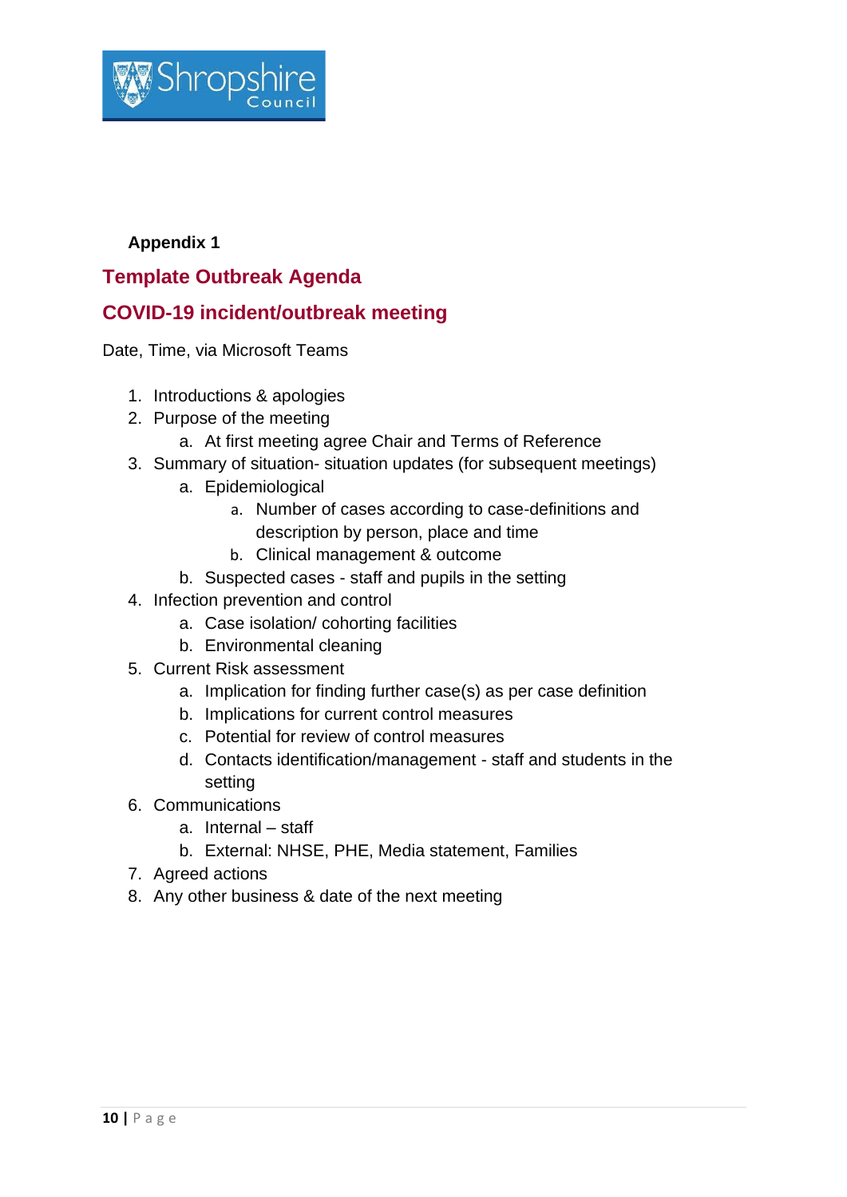**Appendix 1**

## Template Outbreak Agenda

## COVID-19 incident/outbreak meeting

Date, Time, via Microsoft Teams

1. Introductions & apologies
2. Purpose of the meeting
    a. At first meeting agree Chair and Terms of Reference
3. Summary of situation- situation updates (for subsequent meetings)
    a. Epidemiological
        a. Number of cases according to case-definitions and description by person, place and time
        b. Clinical management & outcome
    b. Suspected cases - staff and pupils in the setting
4. Infection prevention and control
    a. Case isolation/ cohorting facilities
    b. Environmental cleaning
5. Current Risk assessment
    a. Implication for finding further case(s) as per case definition
    b. Implications for current control measures
    c. Potential for review of control measures
    d. Contacts identification/management - staff and students in the setting
6. Communications
    a. Internal – staff
    b. External: NHSE, PHE, Media statement, Families
7. Agreed actions
8. Any other business & date of the next meeting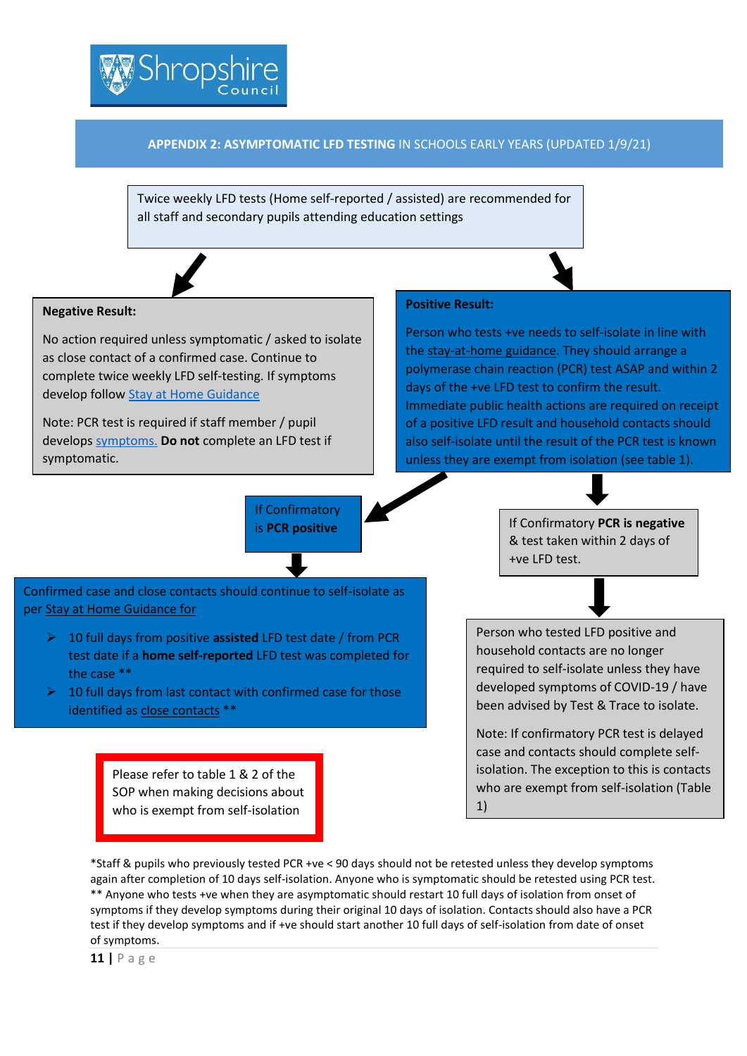**APPENDIX 2: ASYMPTOMATIC LFD TESTING** IN SCHOOLS EARLY YEARS (UPDATED 1/9/21)

Twice weekly LFD tests (Home self-reported / assisted) are recommended for all staff and secondary pupils attending education settings

**Negative Result:**

No action required unless symptomatic / asked to isolate as close contact of a confirmed case. Continue to complete twice weekly LFD self-testing. If symptoms develop follow Stay at Home Guidance

Note: PCR test is required if staff member / pupil develops symptoms. **Do not** complete an LFD test if symptomatic.

**Positive Result:**

Person who tests +ve needs to self-isolate in line with the stay-at-home guidance. They should arrange a polymerase chain reaction (PCR) test ASAP and within 2 days of the +ve LFD test to confirm the result. Immediate public health actions are required on receipt of a positive LFD result and household contacts should also self-isolate until the result of the PCR test is known unless they are exempt from isolation (see table 1).

If Confirmatory is **PCR positive**

Confirmed case and close contacts should continue to self-isolate as per Stay at Home Guidance for

- 10 full days from positive **assisted** LFD test date / from PCR test date if a **home self-reported** LFD test was completed for the case **
- 10 full days from last contact with confirmed case for those identified as close contacts **

If Confirmatory **PCR is negative** & test taken within 2 days of +ve LFD test.

Person who tested LFD positive and household contacts are no longer required to self-isolate unless they have developed symptoms of COVID-19 / have been advised by Test & Trace to isolate.

Note: If confirmatory PCR test is delayed case and contacts should complete self-isolation. The exception to this is contacts who are exempt from self-isolation (Table 1)

Please refer to table 1 & 2 of the SOP when making decisions about who is exempt from self-isolation

*Staff & pupils who previously tested PCR +ve < 90 days should not be retested unless they develop symptoms again after completion of 10 days self-isolation. Anyone who is symptomatic should be retested using PCR test.
** Anyone who tests +ve when they are asymptomatic should restart 10 full days of isolation from onset of symptoms if they develop symptoms during their original 10 days of isolation. Contacts should also have a PCR test if they develop symptoms and if +ve should start another 10 full days of self-isolation from date of onset of symptoms.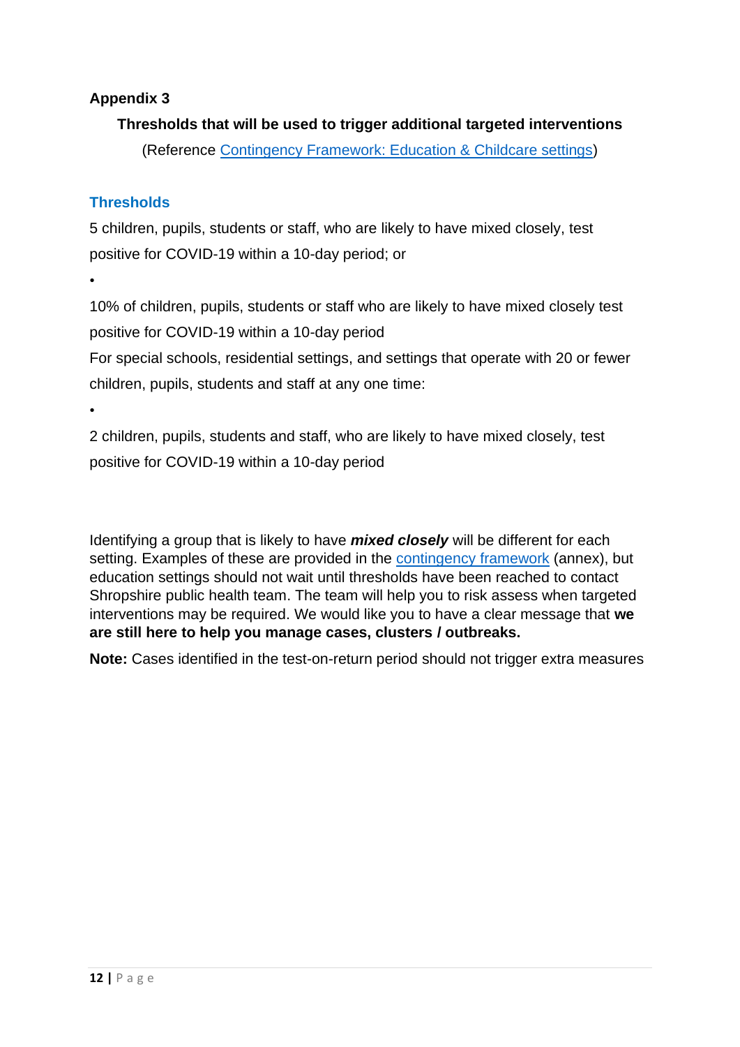**Appendix 3**

**Thresholds that will be used to trigger additional targeted interventions**

(Reference [Contingency Framework: Education & Childcare settings])

### Thresholds

5 children, pupils, students or staff, who are likely to have mixed closely, test positive for COVID-19 within a 10-day period; or

- 10% of children, pupils, students or staff who are likely to have mixed closely test positive for COVID-19 within a 10-day period

For special schools, residential settings, and settings that operate with 20 or fewer children, pupils, students and staff at any one time:

- 2 children, pupils, students and staff, who are likely to have mixed closely, test positive for COVID-19 within a 10-day period

Identifying a group that is likely to have ***mixed closely*** will be different for each setting. Examples of these are provided in the [contingency framework] (annex), but education settings should not wait until thresholds have been reached to contact Shropshire public health team. The team will help you to risk assess when targeted interventions may be required. We would like you to have a clear message that **we are still here to help you manage cases, clusters / outbreaks.**

**Note:** Cases identified in the test-on-return period should not trigger extra measures